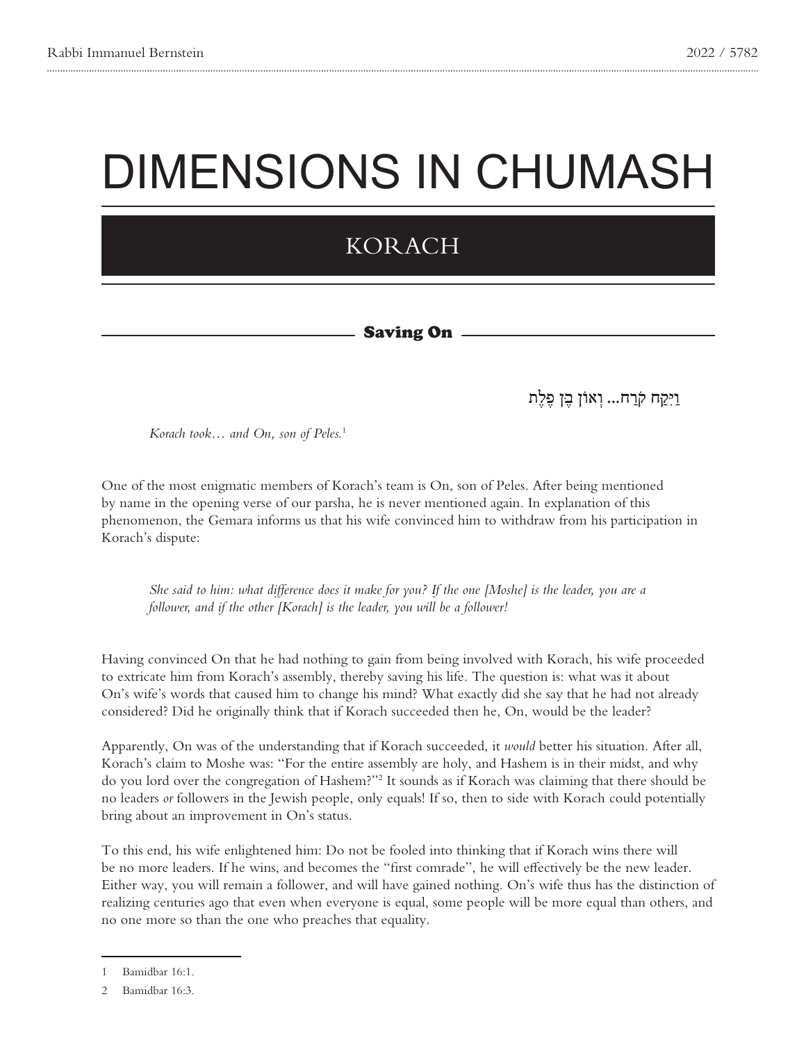# DIMENSIONS IN CHUMASH

## KORACH

### Saving On

וַיִּקַּח קֹרַח... וְאוֹן בֶּן פֶּלֶת

*Korach took… and On, son of Peles.*[1]

One of the most enigmatic members of Korach's team is On, son of Peles. After being mentioned by name in the opening verse of our parsha, he is never mentioned again. In explanation of this phenomenon, the Gemara informs us that his wife convinced him to withdraw from his participation in Korach's dispute:

> *She said to him: what difference does it make for you? If the one [Moshe] is the leader, you are a follower, and if the other [Korach] is the leader, you will be a follower!*

Having convinced On that he had nothing to gain from being involved with Korach, his wife proceeded to extricate him from Korach's assembly, thereby saving his life. The question is: what was it about On's wife's words that caused him to change his mind? What exactly did she say that he had not already considered? Did he originally think that if Korach succeeded then he, On, would be the leader?

Apparently, On was of the understanding that if Korach succeeded, it *would* better his situation. After all, Korach's claim to Moshe was: "For the entire assembly are holy, and Hashem is in their midst, and why do you lord over the congregation of Hashem?"[2] It sounds as if Korach was claiming that there should be no leaders *or* followers in the Jewish people, only equals! If so, then to side with Korach could potentially bring about an improvement in On's status.

To this end, his wife enlightened him: Do not be fooled into thinking that if Korach wins there will be no more leaders. If he wins, and becomes the "first comrade", he will effectively be the new leader. Either way, you will remain a follower, and will have gained nothing. On's wife thus has the distinction of realizing centuries ago that even when everyone is equal, some people will be more equal than others, and no one more so than the one who preaches that equality.

---

1 Bamidbar 16:1.

2 Bamidbar 16:3.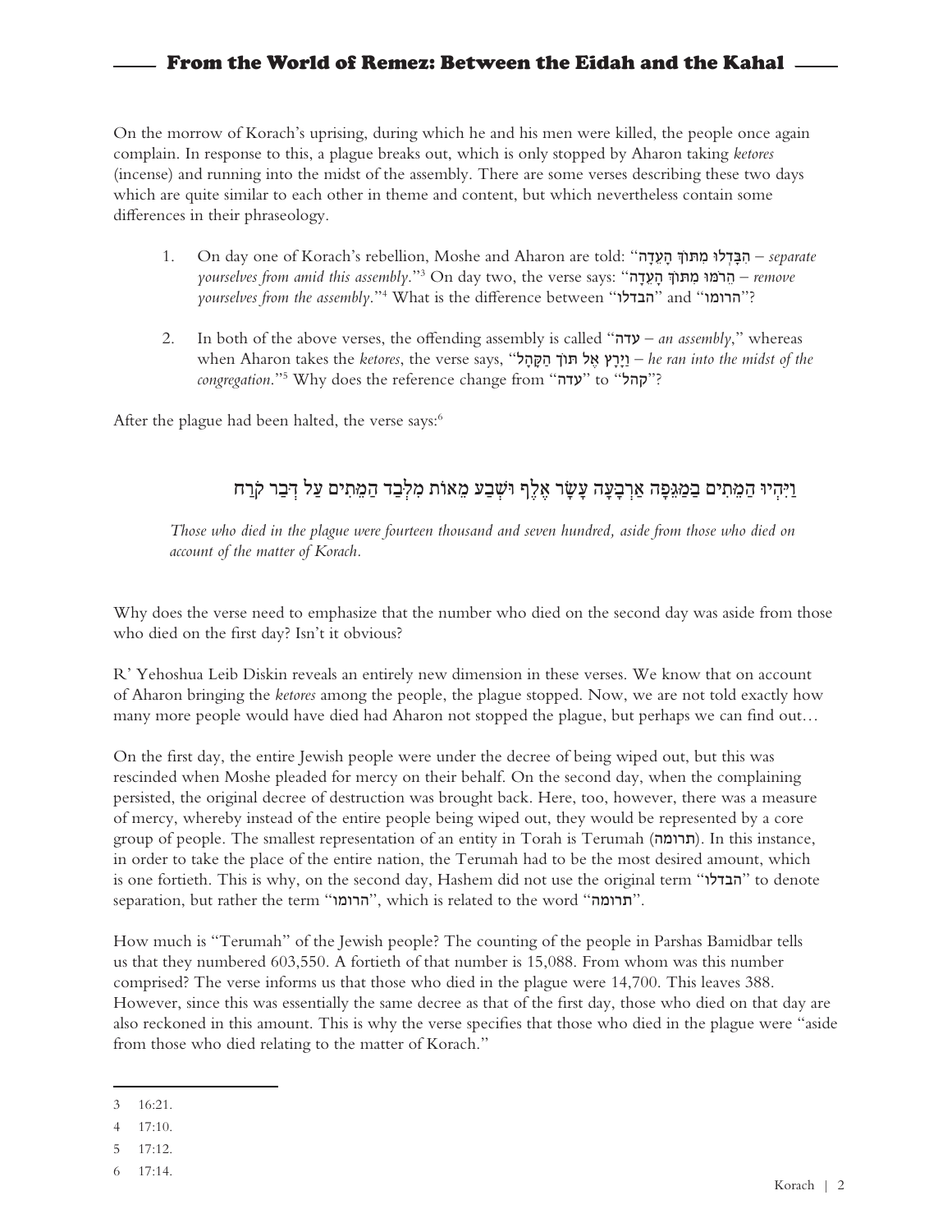## From the World of Remez: Between the Eidah and the Kahal

On the morrow of Korach's uprising, during which he and his men were killed, the people once again complain. In response to this, a plague breaks out, which is only stopped by Aharon taking *ketores* (incense) and running into the midst of the assembly. There are some verses describing these two days which are quite similar to each other in theme and content, but which nevertheless contain some differences in their phraseology.

1. On day one of Korach's rebellion, Moshe and Aharon are told: "הִבָּדְלוּ מִתּוֹךְ הָעֵדָה – *separate yourselves from amid this assembly*."[3] On day two, the verse says: "הֵרֹמּוּ מִתּוֹךְ הָעֵדָה – *remove yourselves from the assembly*."[4] What is the difference between "הבדלו" and "הרומו"?

2. In both of the above verses, the offending assembly is called "עדה – *an assembly*," whereas when Aharon takes the *ketores*, the verse says, "וַיָּרָץ אֶל תּוֹךְ הַקָּהָל – *he ran into the midst of the congregation*."[5] Why does the reference change from "עדה" to "קהל"?

After the plague had been halted, the verse says:[6]

וַיִּהְיוּ הַמֵּתִים בַּמַּגֵּפָה אַרְבָּעָה עָשָׂר אֶלֶף וּשְׁבַע מֵאוֹת מִלְּבַד הַמֵּתִים עַל דְּבַר קֹרַח

*Those who died in the plague were fourteen thousand and seven hundred, aside from those who died on account of the matter of Korach.*

Why does the verse need to emphasize that the number who died on the second day was aside from those who died on the first day? Isn't it obvious?

R' Yehoshua Leib Diskin reveals an entirely new dimension in these verses. We know that on account of Aharon bringing the *ketores* among the people, the plague stopped. Now, we are not told exactly how many more people would have died had Aharon not stopped the plague, but perhaps we can find out…

On the first day, the entire Jewish people were under the decree of being wiped out, but this was rescinded when Moshe pleaded for mercy on their behalf. On the second day, when the complaining persisted, the original decree of destruction was brought back. Here, too, however, there was a measure of mercy, whereby instead of the entire people being wiped out, they would be represented by a core group of people. The smallest representation of an entity in Torah is Terumah (תרומה). In this instance, in order to take the place of the entire nation, the Terumah had to be the most desired amount, which is one fortieth. This is why, on the second day, Hashem did not use the original term "הבדלו" to denote separation, but rather the term "הרומו", which is related to the word "תרומה".

How much is "Terumah" of the Jewish people? The counting of the people in Parshas Bamidbar tells us that they numbered 603,550. A fortieth of that number is 15,088. From whom was this number comprised? The verse informs us that those who died in the plague were 14,700. This leaves 388. However, since this was essentially the same decree as that of the first day, those who died on that day are also reckoned in this amount. This is why the verse specifies that those who died in the plague were "aside from those who died relating to the matter of Korach."

---

3 16:21.

4 17:10.

5 17:12.

6 17:14.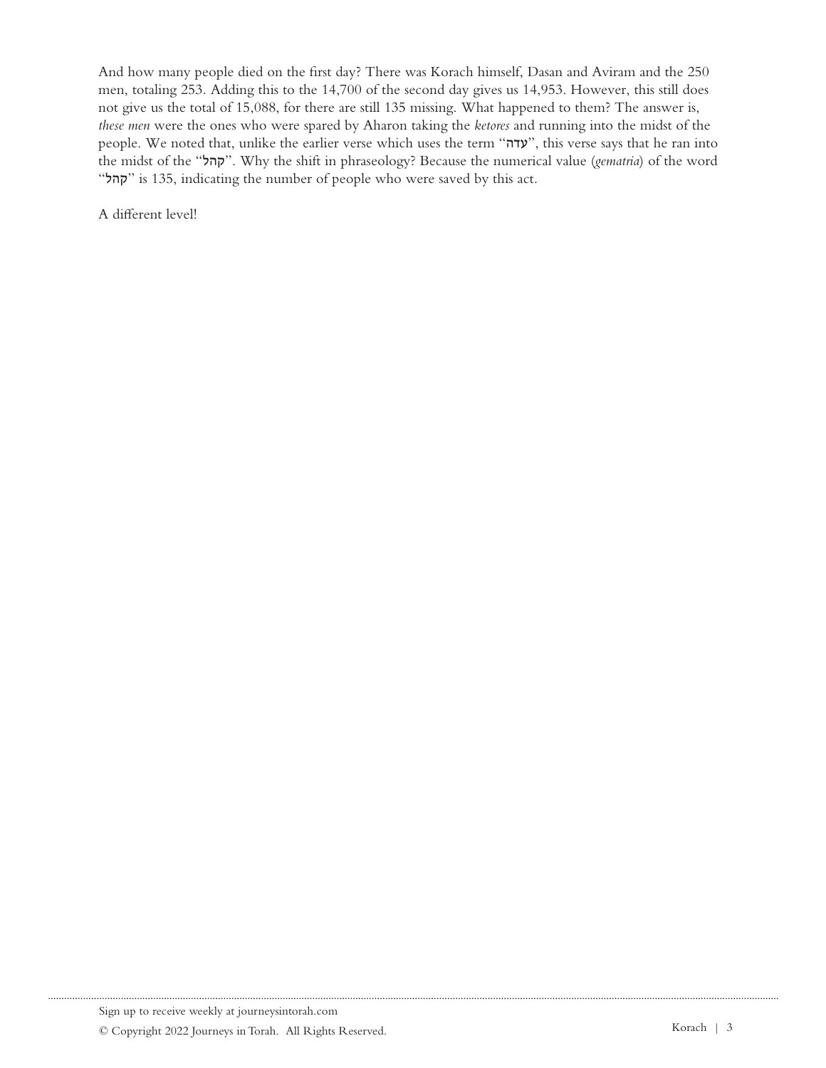And how many people died on the first day? There was Korach himself, Dasan and Aviram and the 250 men, totaling 253. Adding this to the 14,700 of the second day gives us 14,953. However, this still does not give us the total of 15,088, for there are still 135 missing. What happened to them? The answer is, *these men* were the ones who were spared by Aharon taking the *ketores* and running into the midst of the people. We noted that, unlike the earlier verse which uses the term "עדה", this verse says that he ran into the midst of the "קהל". Why the shift in phraseology? Because the numerical value (*gematria*) of the word "קהל" is 135, indicating the number of people who were saved by this act.

A different level!

Sign up to receive weekly at journeysintorah.com

© Copyright 2022 Journeys in Torah. All Rights Reserved.